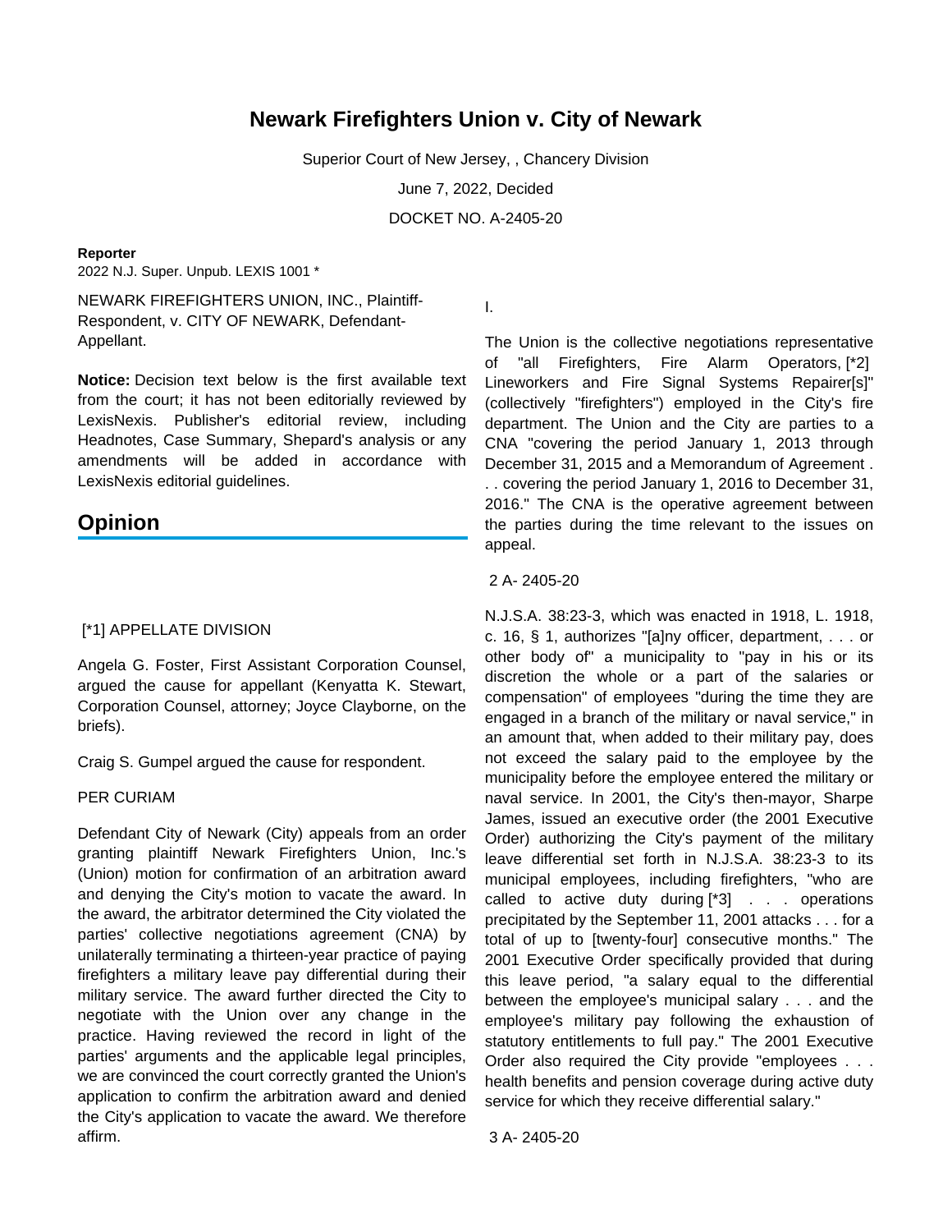# Newark Firefighters Union v. City of Newark

Superior Court of New Jersey, , Chancery Division

June 7, 2022, Decided

DOCKET NO. A-2405-20

**Reporter**

2022 N.J. Super. Unpub. LEXIS 1001 *

NEWARK FIREFIGHTERS UNION, INC., Plaintiff-Respondent, v. CITY OF NEWARK, Defendant-Appellant.

**Notice:** Decision text below is the first available text from the court; it has not been editorially reviewed by LexisNexis. Publisher's editorial review, including Headnotes, Case Summary, Shepard's analysis or any amendments will be added in accordance with LexisNexis editorial guidelines.

## Opinion

[*1] APPELLATE DIVISION

Angela G. Foster, First Assistant Corporation Counsel, argued the cause for appellant (Kenyatta K. Stewart, Corporation Counsel, attorney; Joyce Clayborne, on the briefs).

Craig S. Gumpel argued the cause for respondent.

PER CURIAM

Defendant City of Newark (City) appeals from an order granting plaintiff Newark Firefighters Union, Inc.'s (Union) motion for confirmation of an arbitration award and denying the City's motion to vacate the award. In the award, the arbitrator determined the City violated the parties' collective negotiations agreement (CNA) by unilaterally terminating a thirteen-year practice of paying firefighters a military leave pay differential during their military service. The award further directed the City to negotiate with the Union over any change in the practice. Having reviewed the record in light of the parties' arguments and the applicable legal principles, we are convinced the court correctly granted the Union's application to confirm the arbitration award and denied the City's application to vacate the award. We therefore affirm.

I.

The Union is the collective negotiations representative of "all Firefighters, Fire Alarm Operators, [*2] Lineworkers and Fire Signal Systems Repairer[s]" (collectively "firefighters") employed in the City's fire department. The Union and the City are parties to a CNA "covering the period January 1, 2013 through December 31, 2015 and a Memorandum of Agreement . . . covering the period January 1, 2016 to December 31, 2016." The CNA is the operative agreement between the parties during the time relevant to the issues on appeal.

N.J.S.A. 38:23-3, which was enacted in 1918, L. 1918, c. 16, § 1, authorizes "[a]ny officer, department, . . . or other body of" a municipality to "pay in his or its discretion the whole or a part of the salaries or compensation" of employees "during the time they are engaged in a branch of the military or naval service," in an amount that, when added to their military pay, does not exceed the salary paid to the employee by the municipality before the employee entered the military or naval service. In 2001, the City's then-mayor, Sharpe James, issued an executive order (the 2001 Executive Order) authorizing the City's payment of the military leave differential set forth in N.J.S.A. 38:23-3 to its municipal employees, including firefighters, "who are called to active duty during [*3] . . . operations precipitated by the September 11, 2001 attacks . . . for a total of up to [twenty-four] consecutive months." The 2001 Executive Order specifically provided that during this leave period, "a salary equal to the differential between the employee's municipal salary . . . and the employee's military pay following the exhaustion of statutory entitlements to full pay." The 2001 Executive Order also required the City provide "employees . . . health benefits and pension coverage during active duty service for which they receive differential salary."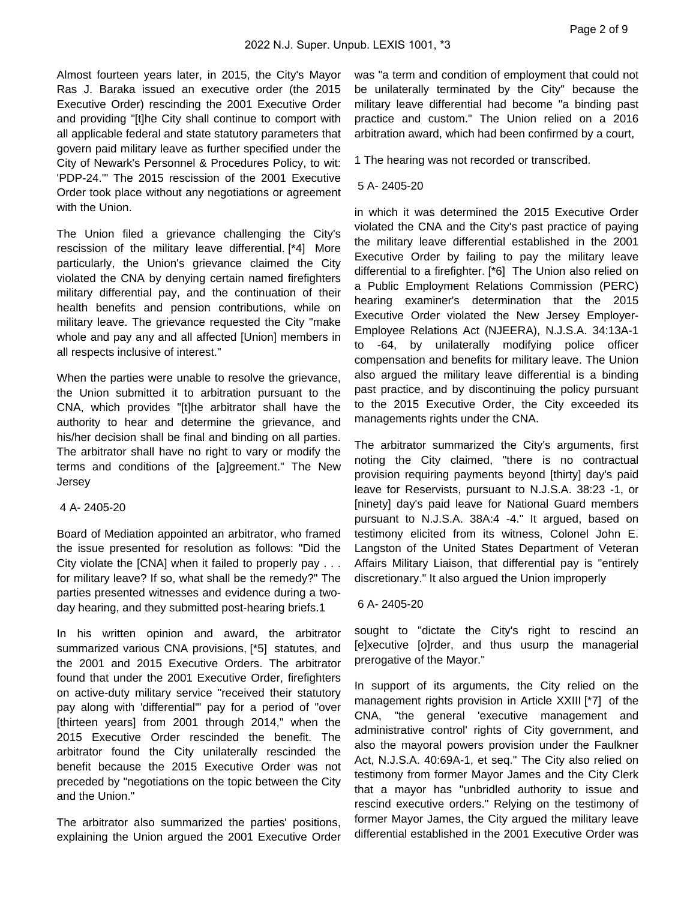Almost fourteen years later, in 2015, the City's Mayor Ras J. Baraka issued an executive order (the 2015 Executive Order) rescinding the 2001 Executive Order and providing "[t]he City shall continue to comport with all applicable federal and state statutory parameters that govern paid military leave as further specified under the City of Newark's Personnel & Procedures Policy, to wit: 'PDP-24.'" The 2015 rescission of the 2001 Executive Order took place without any negotiations or agreement with the Union.

The Union filed a grievance challenging the City's rescission of the military leave differential. [*4] More particularly, the Union's grievance claimed the City violated the CNA by denying certain named firefighters military differential pay, and the continuation of their health benefits and pension contributions, while on military leave. The grievance requested the City "make whole and pay any and all affected [Union] members in all respects inclusive of interest."

When the parties were unable to resolve the grievance, the Union submitted it to arbitration pursuant to the CNA, which provides "[t]he arbitrator shall have the authority to hear and determine the grievance, and his/her decision shall be final and binding on all parties. The arbitrator shall have no right to vary or modify the terms and conditions of the [a]greement." The New Jersey

4 A- 2405-20

Board of Mediation appointed an arbitrator, who framed the issue presented for resolution as follows: "Did the City violate the [CNA] when it failed to properly pay . . . for military leave? If so, what shall be the remedy?" The parties presented witnesses and evidence during a two-day hearing, and they submitted post-hearing briefs.1

In his written opinion and award, the arbitrator summarized various CNA provisions, [*5] statutes, and the 2001 and 2015 Executive Orders. The arbitrator found that under the 2001 Executive Order, firefighters on active-duty military service "received their statutory pay along with 'differential'" pay for a period of "over [thirteen years] from 2001 through 2014," when the 2015 Executive Order rescinded the benefit. The arbitrator found the City unilaterally rescinded the benefit because the 2015 Executive Order was not preceded by "negotiations on the topic between the City and the Union."

The arbitrator also summarized the parties' positions, explaining the Union argued the 2001 Executive Order was "a term and condition of employment that could not be unilaterally terminated by the City" because the military leave differential had become "a binding past practice and custom." The Union relied on a 2016 arbitration award, which had been confirmed by a court,

1 The hearing was not recorded or transcribed.

5 A- 2405-20

in which it was determined the 2015 Executive Order violated the CNA and the City's past practice of paying the military leave differential established in the 2001 Executive Order by failing to pay the military leave differential to a firefighter. [*6] The Union also relied on a Public Employment Relations Commission (PERC) hearing examiner's determination that the 2015 Executive Order violated the New Jersey Employer-Employee Relations Act (NJEERA), N.J.S.A. 34:13A-1 to -64, by unilaterally modifying police officer compensation and benefits for military leave. The Union also argued the military leave differential is a binding past practice, and by discontinuing the policy pursuant to the 2015 Executive Order, the City exceeded its managements rights under the CNA.

The arbitrator summarized the City's arguments, first noting the City claimed, "there is no contractual provision requiring payments beyond [thirty] day's paid leave for Reservists, pursuant to N.J.S.A. 38:23 -1, or [ninety] day's paid leave for National Guard members pursuant to N.J.S.A. 38A:4 -4." It argued, based on testimony elicited from its witness, Colonel John E. Langston of the United States Department of Veteran Affairs Military Liaison, that differential pay is "entirely discretionary." It also argued the Union improperly

6 A- 2405-20

sought to "dictate the City's right to rescind an [e]xecutive [o]rder, and thus usurp the managerial prerogative of the Mayor."

In support of its arguments, the City relied on the management rights provision in Article XXIII [*7] of the CNA, "the general 'executive management and administrative control' rights of City government, and also the mayoral powers provision under the Faulkner Act, N.J.S.A. 40:69A-1, et seq." The City also relied on testimony from former Mayor James and the City Clerk that a mayor has "unbridled authority to issue and rescind executive orders." Relying on the testimony of former Mayor James, the City argued the military leave differential established in the 2001 Executive Order was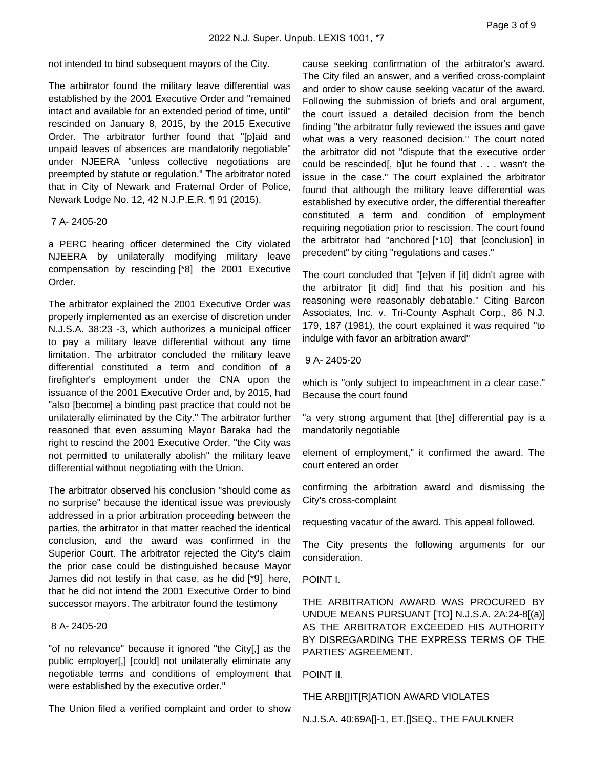not intended to bind subsequent mayors of the City.

The arbitrator found the military leave differential was established by the 2001 Executive Order and "remained intact and available for an extended period of time, until" rescinded on January 8, 2015, by the 2015 Executive Order. The arbitrator further found that "[p]aid and unpaid leaves of absences are mandatorily negotiable" under NJEERA "unless collective negotiations are preempted by statute or regulation." The arbitrator noted that in City of Newark and Fraternal Order of Police, Newark Lodge No. 12, 42 N.J.P.E.R. ¶ 91 (2015),

7 A- 2405-20

a PERC hearing officer determined the City violated NJEERA by unilaterally modifying military leave compensation by rescinding [*8] the 2001 Executive Order.

The arbitrator explained the 2001 Executive Order was properly implemented as an exercise of discretion under N.J.S.A. 38:23 -3, which authorizes a municipal officer to pay a military leave differential without any time limitation. The arbitrator concluded the military leave differential constituted a term and condition of a firefighter's employment under the CNA upon the issuance of the 2001 Executive Order and, by 2015, had "also [become] a binding past practice that could not be unilaterally eliminated by the City." The arbitrator further reasoned that even assuming Mayor Baraka had the right to rescind the 2001 Executive Order, "the City was not permitted to unilaterally abolish" the military leave differential without negotiating with the Union.

The arbitrator observed his conclusion "should come as no surprise" because the identical issue was previously addressed in a prior arbitration proceeding between the parties, the arbitrator in that matter reached the identical conclusion, and the award was confirmed in the Superior Court. The arbitrator rejected the City's claim the prior case could be distinguished because Mayor James did not testify in that case, as he did [*9] here, that he did not intend the 2001 Executive Order to bind successor mayors. The arbitrator found the testimony

8 A- 2405-20

"of no relevance" because it ignored "the City[,] as the public employer[,] [could] not unilaterally eliminate any negotiable terms and conditions of employment that were established by the executive order."

The Union filed a verified complaint and order to show cause seeking confirmation of the arbitrator's award. The City filed an answer, and a verified cross-complaint and order to show cause seeking vacatur of the award. Following the submission of briefs and oral argument, the court issued a detailed decision from the bench finding "the arbitrator fully reviewed the issues and gave what was a very reasoned decision." The court noted the arbitrator did not "dispute that the executive order could be rescinded[, b]ut he found that . . . wasn't the issue in the case." The court explained the arbitrator found that although the military leave differential was established by executive order, the differential thereafter constituted a term and condition of employment requiring negotiation prior to rescission. The court found the arbitrator had "anchored [*10] that [conclusion] in precedent" by citing "regulations and cases."

The court concluded that "[e]ven if [it] didn't agree with the arbitrator [it did] find that his position and his reasoning were reasonably debatable." Citing Barcon Associates, Inc. v. Tri-County Asphalt Corp., 86 N.J. 179, 187 (1981), the court explained it was required "to indulge with favor an arbitration award"

9 A- 2405-20

which is "only subject to impeachment in a clear case." Because the court found

"a very strong argument that [the] differential pay is a mandatorily negotiable

element of employment," it confirmed the award. The court entered an order

confirming the arbitration award and dismissing the City's cross-complaint

requesting vacatur of the award. This appeal followed.

The City presents the following arguments for our consideration.

POINT I.

THE ARBITRATION AWARD WAS PROCURED BY UNDUE MEANS PURSUANT [TO] N.J.S.A. 2A:24-8[(a)] AS THE ARBITRATOR EXCEEDED HIS AUTHORITY BY DISREGARDING THE EXPRESS TERMS OF THE PARTIES' AGREEMENT.

POINT II.

THE ARB[]IT[R]ATION AWARD VIOLATES

N.J.S.A. 40:69A[]-1, ET.[]SEQ., THE FAULKNER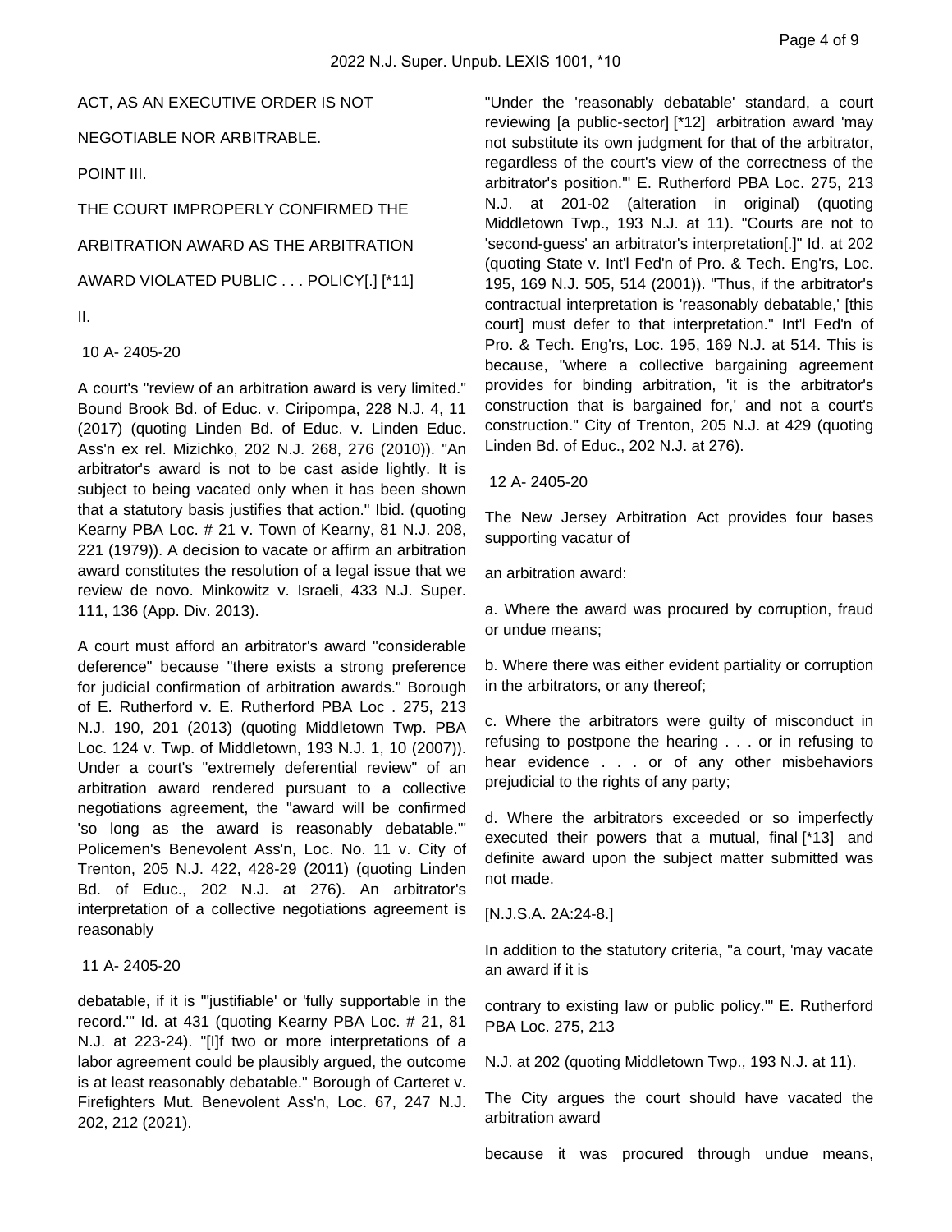ACT, AS AN EXECUTIVE ORDER IS NOT

NEGOTIABLE NOR ARBITRABLE.

POINT III.

THE COURT IMPROPERLY CONFIRMED THE

ARBITRATION AWARD AS THE ARBITRATION

AWARD VIOLATED PUBLIC . . . POLICY[.] [*11]

II.

10 A- 2405-20

A court's "review of an arbitration award is very limited." Bound Brook Bd. of Educ. v. Ciripompa, 228 N.J. 4, 11 (2017) (quoting Linden Bd. of Educ. v. Linden Educ. Ass'n ex rel. Mizichko, 202 N.J. 268, 276 (2010)). "An arbitrator's award is not to be cast aside lightly. It is subject to being vacated only when it has been shown that a statutory basis justifies that action." Ibid. (quoting Kearny PBA Loc. # 21 v. Town of Kearny, 81 N.J. 208, 221 (1979)). A decision to vacate or affirm an arbitration award constitutes the resolution of a legal issue that we review de novo. Minkowitz v. Israeli, 433 N.J. Super. 111, 136 (App. Div. 2013).

A court must afford an arbitrator's award "considerable deference" because "there exists a strong preference for judicial confirmation of arbitration awards." Borough of E. Rutherford v. E. Rutherford PBA Loc . 275, 213 N.J. 190, 201 (2013) (quoting Middletown Twp. PBA Loc. 124 v. Twp. of Middletown, 193 N.J. 1, 10 (2007)). Under a court's "extremely deferential review" of an arbitration award rendered pursuant to a collective negotiations agreement, the "award will be confirmed 'so long as the award is reasonably debatable.'" Policemen's Benevolent Ass'n, Loc. No. 11 v. City of Trenton, 205 N.J. 422, 428-29 (2011) (quoting Linden Bd. of Educ., 202 N.J. at 276). An arbitrator's interpretation of a collective negotiations agreement is reasonably

11 A- 2405-20

debatable, if it is "'justifiable' or 'fully supportable in the record.'" Id. at 431 (quoting Kearny PBA Loc. # 21, 81 N.J. at 223-24). "[I]f two or more interpretations of a labor agreement could be plausibly argued, the outcome is at least reasonably debatable." Borough of Carteret v. Firefighters Mut. Benevolent Ass'n, Loc. 67, 247 N.J. 202, 212 (2021).

"Under the 'reasonably debatable' standard, a court reviewing [a public-sector] [*12] arbitration award 'may not substitute its own judgment for that of the arbitrator, regardless of the court's view of the correctness of the arbitrator's position.'" E. Rutherford PBA Loc. 275, 213 N.J. at 201-02 (alteration in original) (quoting Middletown Twp., 193 N.J. at 11). "Courts are not to 'second-guess' an arbitrator's interpretation[.]" Id. at 202 (quoting State v. Int'l Fed'n of Pro. & Tech. Eng'rs, Loc. 195, 169 N.J. 505, 514 (2001)). "Thus, if the arbitrator's contractual interpretation is 'reasonably debatable,' [this court] must defer to that interpretation." Int'l Fed'n of Pro. & Tech. Eng'rs, Loc. 195, 169 N.J. at 514. This is because, "where a collective bargaining agreement provides for binding arbitration, 'it is the arbitrator's construction that is bargained for,' and not a court's construction." City of Trenton, 205 N.J. at 429 (quoting Linden Bd. of Educ., 202 N.J. at 276).

12 A- 2405-20

The New Jersey Arbitration Act provides four bases supporting vacatur of

an arbitration award:

a. Where the award was procured by corruption, fraud or undue means;

b. Where there was either evident partiality or corruption in the arbitrators, or any thereof;

c. Where the arbitrators were guilty of misconduct in refusing to postpone the hearing . . . or in refusing to hear evidence . . . or of any other misbehaviors prejudicial to the rights of any party;

d. Where the arbitrators exceeded or so imperfectly executed their powers that a mutual, final [*13] and definite award upon the subject matter submitted was not made.

[N.J.S.A. 2A:24-8.]

In addition to the statutory criteria, "a court, 'may vacate an award if it is

contrary to existing law or public policy.'" E. Rutherford PBA Loc. 275, 213

N.J. at 202 (quoting Middletown Twp., 193 N.J. at 11).

The City argues the court should have vacated the arbitration award

because it was procured through undue means,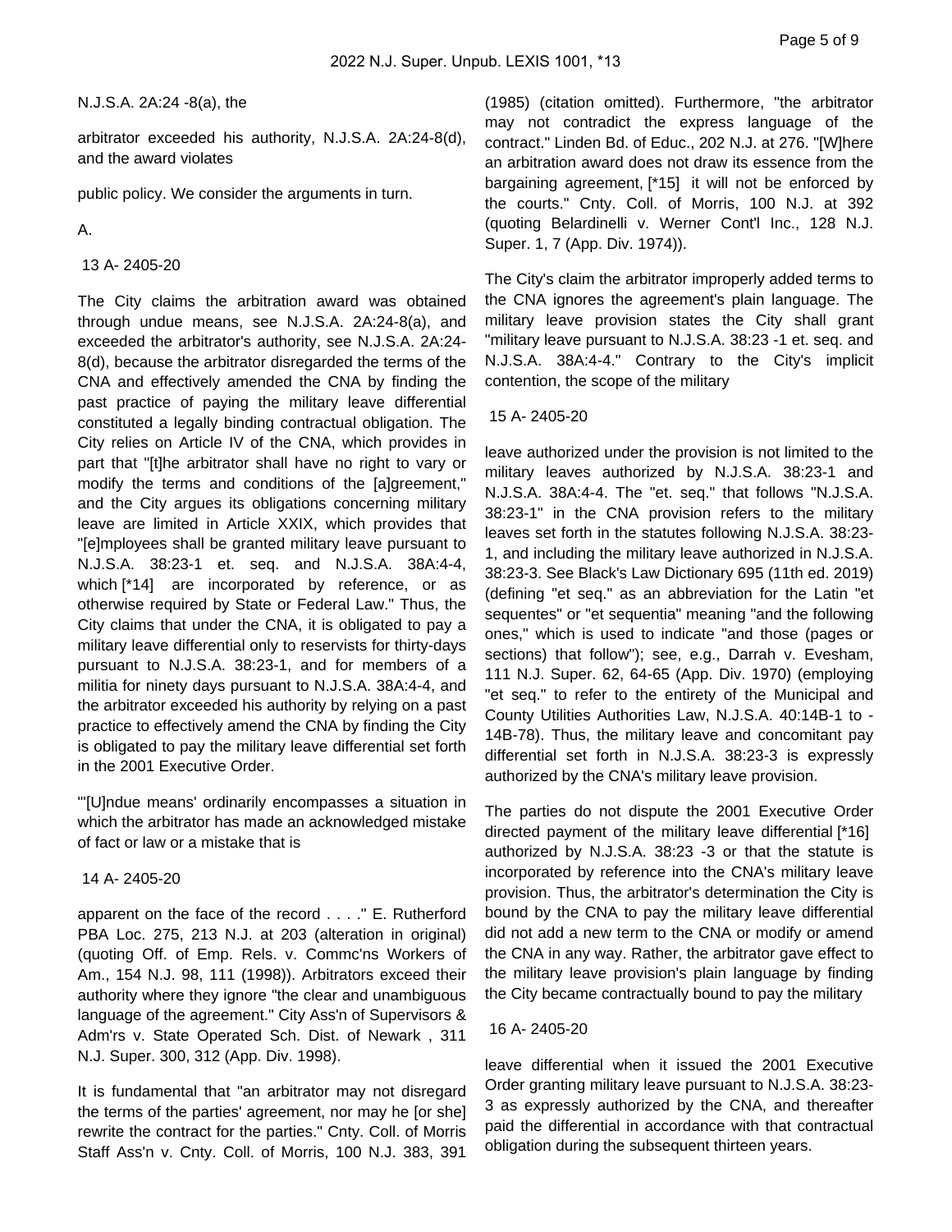N.J.S.A. 2A:24 -8(a), the

arbitrator exceeded his authority, N.J.S.A. 2A:24-8(d), and the award violates

public policy. We consider the arguments in turn.

A.

13 A- 2405-20

The City claims the arbitration award was obtained through undue means, see N.J.S.A. 2A:24-8(a), and exceeded the arbitrator's authority, see N.J.S.A. 2A:24-8(d), because the arbitrator disregarded the terms of the CNA and effectively amended the CNA by finding the past practice of paying the military leave differential constituted a legally binding contractual obligation. The City relies on Article IV of the CNA, which provides in part that "[t]he arbitrator shall have no right to vary or modify the terms and conditions of the [a]greement," and the City argues its obligations concerning military leave are limited in Article XXIX, which provides that "[e]mployees shall be granted military leave pursuant to N.J.S.A. 38:23-1 et. seq. and N.J.S.A. 38A:4-4, which [*14] are incorporated by reference, or as otherwise required by State or Federal Law." Thus, the City claims that under the CNA, it is obligated to pay a military leave differential only to reservists for thirty-days pursuant to N.J.S.A. 38:23-1, and for members of a militia for ninety days pursuant to N.J.S.A. 38A:4-4, and the arbitrator exceeded his authority by relying on a past practice to effectively amend the CNA by finding the City is obligated to pay the military leave differential set forth in the 2001 Executive Order.

"'[U]ndue means' ordinarily encompasses a situation in which the arbitrator has made an acknowledged mistake of fact or law or a mistake that is

14 A- 2405-20

apparent on the face of the record . . . ." E. Rutherford PBA Loc. 275, 213 N.J. at 203 (alteration in original) (quoting Off. of Emp. Rels. v. Commc'ns Workers of Am., 154 N.J. 98, 111 (1998)). Arbitrators exceed their authority where they ignore "the clear and unambiguous language of the agreement." City Ass'n of Supervisors & Adm'rs v. State Operated Sch. Dist. of Newark , 311 N.J. Super. 300, 312 (App. Div. 1998).

It is fundamental that "an arbitrator may not disregard the terms of the parties' agreement, nor may he [or she] rewrite the contract for the parties." Cnty. Coll. of Morris Staff Ass'n v. Cnty. Coll. of Morris, 100 N.J. 383, 391 (1985) (citation omitted). Furthermore, "the arbitrator may not contradict the express language of the contract." Linden Bd. of Educ., 202 N.J. at 276. "[W]here an arbitration award does not draw its essence from the bargaining agreement, [*15] it will not be enforced by the courts." Cnty. Coll. of Morris, 100 N.J. at 392 (quoting Belardinelli v. Werner Cont'l Inc., 128 N.J. Super. 1, 7 (App. Div. 1974)).

The City's claim the arbitrator improperly added terms to the CNA ignores the agreement's plain language. The military leave provision states the City shall grant "military leave pursuant to N.J.S.A. 38:23 -1 et. seq. and N.J.S.A. 38A:4-4." Contrary to the City's implicit contention, the scope of the military

15 A- 2405-20

leave authorized under the provision is not limited to the military leaves authorized by N.J.S.A. 38:23-1 and N.J.S.A. 38A:4-4. The "et. seq." that follows "N.J.S.A. 38:23-1" in the CNA provision refers to the military leaves set forth in the statutes following N.J.S.A. 38:23-1, and including the military leave authorized in N.J.S.A. 38:23-3. See Black's Law Dictionary 695 (11th ed. 2019) (defining "et seq." as an abbreviation for the Latin "et sequentes" or "et sequentia" meaning "and the following ones," which is used to indicate "and those (pages or sections) that follow"); see, e.g., Darrah v. Evesham, 111 N.J. Super. 62, 64-65 (App. Div. 1970) (employing "et seq." to refer to the entirety of the Municipal and County Utilities Authorities Law, N.J.S.A. 40:14B-1 to -14B-78). Thus, the military leave and concomitant pay differential set forth in N.J.S.A. 38:23-3 is expressly authorized by the CNA's military leave provision.

The parties do not dispute the 2001 Executive Order directed payment of the military leave differential [*16] authorized by N.J.S.A. 38:23 -3 or that the statute is incorporated by reference into the CNA's military leave provision. Thus, the arbitrator's determination the City is bound by the CNA to pay the military leave differential did not add a new term to the CNA or modify or amend the CNA in any way. Rather, the arbitrator gave effect to the military leave provision's plain language by finding the City became contractually bound to pay the military

16 A- 2405-20

leave differential when it issued the 2001 Executive Order granting military leave pursuant to N.J.S.A. 38:23-3 as expressly authorized by the CNA, and thereafter paid the differential in accordance with that contractual obligation during the subsequent thirteen years.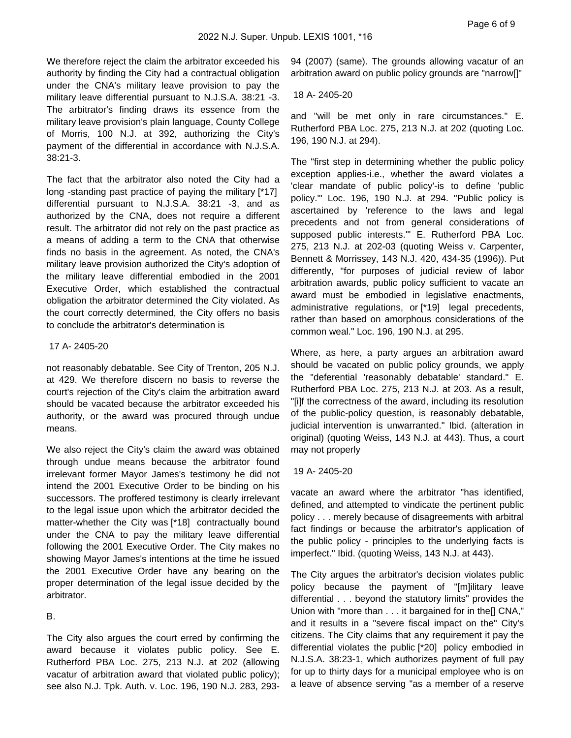We therefore reject the claim the arbitrator exceeded his authority by finding the City had a contractual obligation under the CNA's military leave provision to pay the military leave differential pursuant to N.J.S.A. 38:21 -3. The arbitrator's finding draws its essence from the military leave provision's plain language, County College of Morris, 100 N.J. at 392, authorizing the City's payment of the differential in accordance with N.J.S.A. 38:21-3.

The fact that the arbitrator also noted the City had a long -standing past practice of paying the military [*17] differential pursuant to N.J.S.A. 38:21 -3, and as authorized by the CNA, does not require a different result. The arbitrator did not rely on the past practice as a means of adding a term to the CNA that otherwise finds no basis in the agreement. As noted, the CNA's military leave provision authorized the City's adoption of the military leave differential embodied in the 2001 Executive Order, which established the contractual obligation the arbitrator determined the City violated. As the court correctly determined, the City offers no basis to conclude the arbitrator's determination is

17 A- 2405-20

not reasonably debatable. See City of Trenton, 205 N.J. at 429. We therefore discern no basis to reverse the court's rejection of the City's claim the arbitration award should be vacated because the arbitrator exceeded his authority, or the award was procured through undue means.

We also reject the City's claim the award was obtained through undue means because the arbitrator found irrelevant former Mayor James's testimony he did not intend the 2001 Executive Order to be binding on his successors. The proffered testimony is clearly irrelevant to the legal issue upon which the arbitrator decided the matter-whether the City was [*18] contractually bound under the CNA to pay the military leave differential following the 2001 Executive Order. The City makes no showing Mayor James's intentions at the time he issued the 2001 Executive Order have any bearing on the proper determination of the legal issue decided by the arbitrator.

B.

The City also argues the court erred by confirming the award because it violates public policy. See E. Rutherford PBA Loc. 275, 213 N.J. at 202 (allowing vacatur of arbitration award that violated public policy); see also N.J. Tpk. Auth. v. Loc. 196, 190 N.J. 283, 293-94 (2007) (same). The grounds allowing vacatur of an arbitration award on public policy grounds are "narrow[]"

18 A- 2405-20

and "will be met only in rare circumstances." E. Rutherford PBA Loc. 275, 213 N.J. at 202 (quoting Loc. 196, 190 N.J. at 294).

The "first step in determining whether the public policy exception applies-i.e., whether the award violates a 'clear mandate of public policy'-is to define 'public policy.'" Loc. 196, 190 N.J. at 294. "Public policy is ascertained by 'reference to the laws and legal precedents and not from general considerations of supposed public interests.'" E. Rutherford PBA Loc. 275, 213 N.J. at 202-03 (quoting Weiss v. Carpenter, Bennett & Morrissey, 143 N.J. 420, 434-35 (1996)). Put differently, "for purposes of judicial review of labor arbitration awards, public policy sufficient to vacate an award must be embodied in legislative enactments, administrative regulations, or [*19] legal precedents, rather than based on amorphous considerations of the common weal." Loc. 196, 190 N.J. at 295.

Where, as here, a party argues an arbitration award should be vacated on public policy grounds, we apply the "deferential 'reasonably debatable' standard." E. Rutherford PBA Loc. 275, 213 N.J. at 203. As a result, "[i]f the correctness of the award, including its resolution of the public-policy question, is reasonably debatable, judicial intervention is unwarranted." Ibid. (alteration in original) (quoting Weiss, 143 N.J. at 443). Thus, a court may not properly

19 A- 2405-20

vacate an award where the arbitrator "has identified, defined, and attempted to vindicate the pertinent public policy . . . merely because of disagreements with arbitral fact findings or because the arbitrator's application of the public policy - principles to the underlying facts is imperfect." Ibid. (quoting Weiss, 143 N.J. at 443).

The City argues the arbitrator's decision violates public policy because the payment of "[m]ilitary leave differential . . . beyond the statutory limits" provides the Union with "more than . . . it bargained for in the[] CNA," and it results in a "severe fiscal impact on the" City's citizens. The City claims that any requirement it pay the differential violates the public [*20] policy embodied in N.J.S.A. 38:23-1, which authorizes payment of full pay for up to thirty days for a municipal employee who is on a leave of absence serving "as a member of a reserve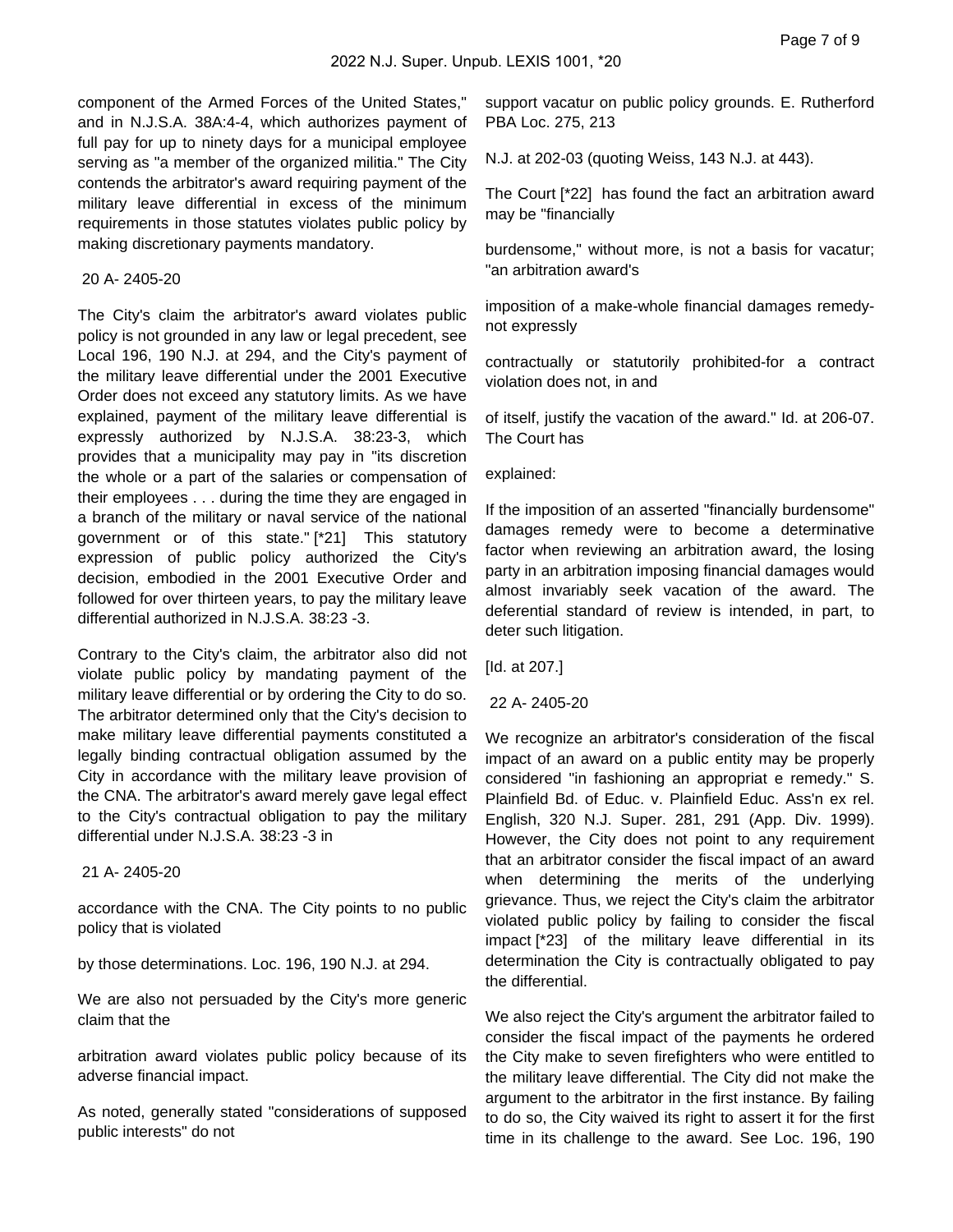component of the Armed Forces of the United States," and in N.J.S.A. 38A:4-4, which authorizes payment of full pay for up to ninety days for a municipal employee serving as "a member of the organized militia." The City contends the arbitrator's award requiring payment of the military leave differential in excess of the minimum requirements in those statutes violates public policy by making discretionary payments mandatory.

20 A- 2405-20

The City's claim the arbitrator's award violates public policy is not grounded in any law or legal precedent, see Local 196, 190 N.J. at 294, and the City's payment of the military leave differential under the 2001 Executive Order does not exceed any statutory limits. As we have explained, payment of the military leave differential is expressly authorized by N.J.S.A. 38:23-3, which provides that a municipality may pay in "its discretion the whole or a part of the salaries or compensation of their employees . . . during the time they are engaged in a branch of the military or naval service of the national government or of this state." [*21] This statutory expression of public policy authorized the City's decision, embodied in the 2001 Executive Order and followed for over thirteen years, to pay the military leave differential authorized in N.J.S.A. 38:23 -3.

Contrary to the City's claim, the arbitrator also did not violate public policy by mandating payment of the military leave differential or by ordering the City to do so. The arbitrator determined only that the City's decision to make military leave differential payments constituted a legally binding contractual obligation assumed by the City in accordance with the military leave provision of the CNA. The arbitrator's award merely gave legal effect to the City's contractual obligation to pay the military differential under N.J.S.A. 38:23 -3 in

21 A- 2405-20

accordance with the CNA. The City points to no public policy that is violated

by those determinations. Loc. 196, 190 N.J. at 294.

We are also not persuaded by the City's more generic claim that the

arbitration award violates public policy because of its adverse financial impact.

As noted, generally stated "considerations of supposed public interests" do not

support vacatur on public policy grounds. E. Rutherford PBA Loc. 275, 213

N.J. at 202-03 (quoting Weiss, 143 N.J. at 443).

The Court [*22] has found the fact an arbitration award may be "financially

burdensome," without more, is not a basis for vacatur; "an arbitration award's

imposition of a make-whole financial damages remedy-not expressly

contractually or statutorily prohibited-for a contract violation does not, in and

of itself, justify the vacation of the award." Id. at 206-07. The Court has

explained:

If the imposition of an asserted "financially burdensome" damages remedy were to become a determinative factor when reviewing an arbitration award, the losing party in an arbitration imposing financial damages would almost invariably seek vacation of the award. The deferential standard of review is intended, in part, to deter such litigation.

[Id. at 207.]

22 A- 2405-20

We recognize an arbitrator's consideration of the fiscal impact of an award on a public entity may be properly considered "in fashioning an appropriat e remedy." S. Plainfield Bd. of Educ. v. Plainfield Educ. Ass'n ex rel. English, 320 N.J. Super. 281, 291 (App. Div. 1999). However, the City does not point to any requirement that an arbitrator consider the fiscal impact of an award when determining the merits of the underlying grievance. Thus, we reject the City's claim the arbitrator violated public policy by failing to consider the fiscal impact [*23] of the military leave differential in its determination the City is contractually obligated to pay the differential.

We also reject the City's argument the arbitrator failed to consider the fiscal impact of the payments he ordered the City make to seven firefighters who were entitled to the military leave differential. The City did not make the argument to the arbitrator in the first instance. By failing to do so, the City waived its right to assert it for the first time in its challenge to the award. See Loc. 196, 190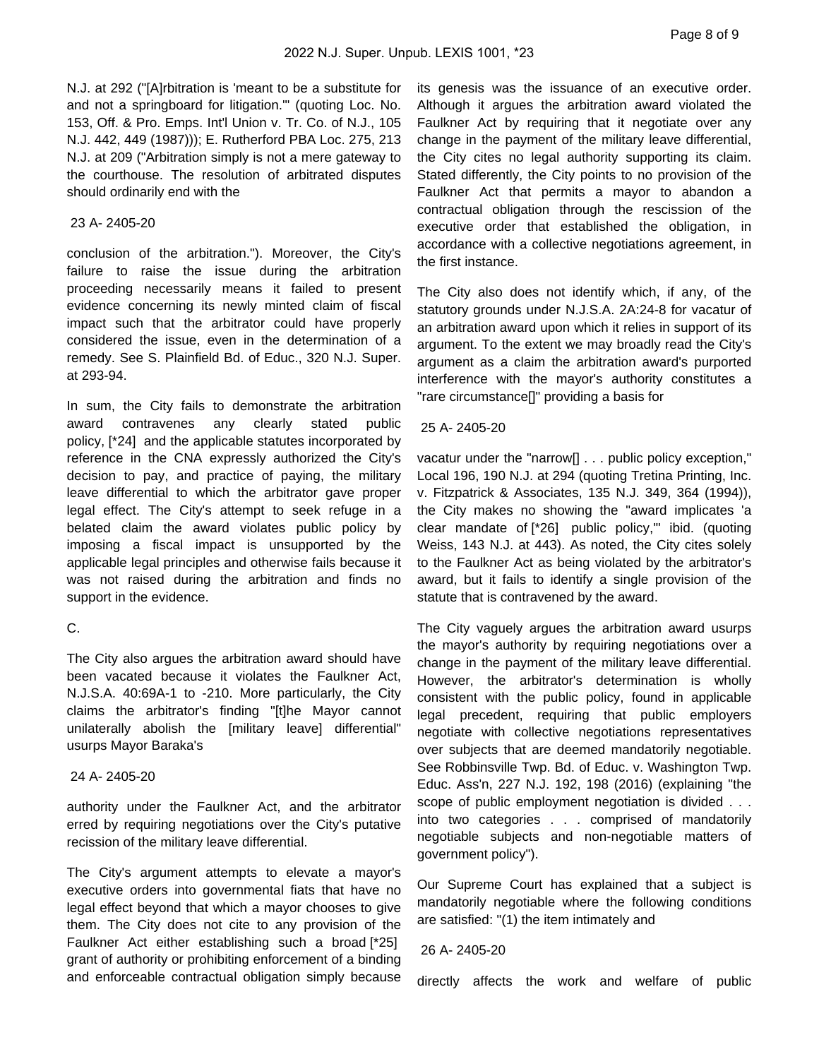N.J. at 292 ("[A]rbitration is 'meant to be a substitute for and not a springboard for litigation.'" (quoting Loc. No. 153, Off. & Pro. Emps. Int'l Union v. Tr. Co. of N.J., 105 N.J. 442, 449 (1987))); E. Rutherford PBA Loc. 275, 213 N.J. at 209 ("Arbitration simply is not a mere gateway to the courthouse. The resolution of arbitrated disputes should ordinarily end with the

23 A- 2405-20

conclusion of the arbitration."). Moreover, the City's failure to raise the issue during the arbitration proceeding necessarily means it failed to present evidence concerning its newly minted claim of fiscal impact such that the arbitrator could have properly considered the issue, even in the determination of a remedy. See S. Plainfield Bd. of Educ., 320 N.J. Super. at 293-94.

In sum, the City fails to demonstrate the arbitration award contravenes any clearly stated public policy, [*24] and the applicable statutes incorporated by reference in the CNA expressly authorized the City's decision to pay, and practice of paying, the military leave differential to which the arbitrator gave proper legal effect. The City's attempt to seek refuge in a belated claim the award violates public policy by imposing a fiscal impact is unsupported by the applicable legal principles and otherwise fails because it was not raised during the arbitration and finds no support in the evidence.

C.

The City also argues the arbitration award should have been vacated because it violates the Faulkner Act, N.J.S.A. 40:69A-1 to -210. More particularly, the City claims the arbitrator's finding "[t]he Mayor cannot unilaterally abolish the [military leave] differential" usurps Mayor Baraka's

24 A- 2405-20

authority under the Faulkner Act, and the arbitrator erred by requiring negotiations over the City's putative recission of the military leave differential.

The City's argument attempts to elevate a mayor's executive orders into governmental fiats that have no legal effect beyond that which a mayor chooses to give them. The City does not cite to any provision of the Faulkner Act either establishing such a broad [*25] grant of authority or prohibiting enforcement of a binding and enforceable contractual obligation simply because its genesis was the issuance of an executive order. Although it argues the arbitration award violated the Faulkner Act by requiring that it negotiate over any change in the payment of the military leave differential, the City cites no legal authority supporting its claim. Stated differently, the City points to no provision of the Faulkner Act that permits a mayor to abandon a contractual obligation through the rescission of the executive order that established the obligation, in accordance with a collective negotiations agreement, in the first instance.

The City also does not identify which, if any, of the statutory grounds under N.J.S.A. 2A:24-8 for vacatur of an arbitration award upon which it relies in support of its argument. To the extent we may broadly read the City's argument as a claim the arbitration award's purported interference with the mayor's authority constitutes a "rare circumstance[]" providing a basis for

25 A- 2405-20

vacatur under the "narrow[] . . . public policy exception," Local 196, 190 N.J. at 294 (quoting Tretina Printing, Inc. v. Fitzpatrick & Associates, 135 N.J. 349, 364 (1994)), the City makes no showing the "award implicates 'a clear mandate of [*26] public policy,'" ibid. (quoting Weiss, 143 N.J. at 443). As noted, the City cites solely to the Faulkner Act as being violated by the arbitrator's award, but it fails to identify a single provision of the statute that is contravened by the award.

The City vaguely argues the arbitration award usurps the mayor's authority by requiring negotiations over a change in the payment of the military leave differential. However, the arbitrator's determination is wholly consistent with the public policy, found in applicable legal precedent, requiring that public employers negotiate with collective negotiations representatives over subjects that are deemed mandatorily negotiable. See Robbinsville Twp. Bd. of Educ. v. Washington Twp. Educ. Ass'n, 227 N.J. 192, 198 (2016) (explaining "the scope of public employment negotiation is divided . . . into two categories . . . comprised of mandatorily negotiable subjects and non-negotiable matters of government policy").

Our Supreme Court has explained that a subject is mandatorily negotiable where the following conditions are satisfied: "(1) the item intimately and

26 A- 2405-20

directly affects the work and welfare of public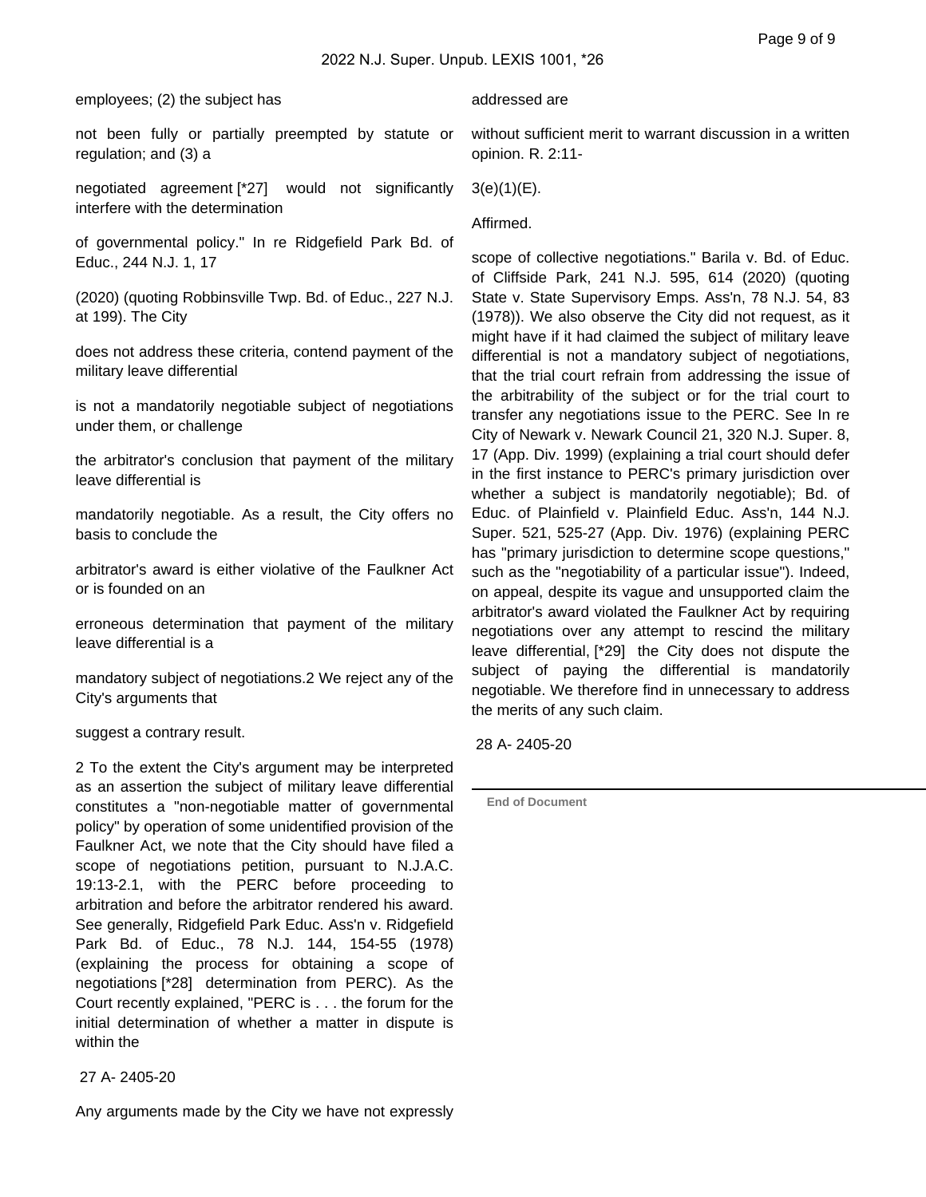employees; (2) the subject has

not been fully or partially preempted by statute or regulation; and (3) a

negotiated agreement [*27] would not significantly interfere with the determination

of governmental policy." In re Ridgefield Park Bd. of Educ., 244 N.J. 1, 17

(2020) (quoting Robbinsville Twp. Bd. of Educ., 227 N.J. at 199). The City

does not address these criteria, contend payment of the military leave differential

is not a mandatorily negotiable subject of negotiations under them, or challenge

the arbitrator's conclusion that payment of the military leave differential is

mandatorily negotiable. As a result, the City offers no basis to conclude the

arbitrator's award is either violative of the Faulkner Act or is founded on an

erroneous determination that payment of the military leave differential is a

mandatory subject of negotiations.2 We reject any of the City's arguments that

suggest a contrary result.

2 To the extent the City's argument may be interpreted as an assertion the subject of military leave differential constitutes a "non-negotiable matter of governmental policy" by operation of some unidentified provision of the Faulkner Act, we note that the City should have filed a scope of negotiations petition, pursuant to N.J.A.C. 19:13-2.1, with the PERC before proceeding to arbitration and before the arbitrator rendered his award. See generally, Ridgefield Park Educ. Ass'n v. Ridgefield Park Bd. of Educ., 78 N.J. 144, 154-55 (1978) (explaining the process for obtaining a scope of negotiations [*28] determination from PERC). As the Court recently explained, "PERC is . . . the forum for the initial determination of whether a matter in dispute is within the

27 A- 2405-20

Any arguments made by the City we have not expressly addressed are

without sufficient merit to warrant discussion in a written opinion. R. 2:11-

3(e)(1)(E).

Affirmed.

scope of collective negotiations." Barila v. Bd. of Educ. of Cliffside Park, 241 N.J. 595, 614 (2020) (quoting State v. State Supervisory Emps. Ass'n, 78 N.J. 54, 83 (1978)). We also observe the City did not request, as it might have if it had claimed the subject of military leave differential is not a mandatory subject of negotiations, that the trial court refrain from addressing the issue of the arbitrability of the subject or for the trial court to transfer any negotiations issue to the PERC. See In re City of Newark v. Newark Council 21, 320 N.J. Super. 8, 17 (App. Div. 1999) (explaining a trial court should defer in the first instance to PERC's primary jurisdiction over whether a subject is mandatorily negotiable); Bd. of Educ. of Plainfield v. Plainfield Educ. Ass'n, 144 N.J. Super. 521, 525-27 (App. Div. 1976) (explaining PERC has "primary jurisdiction to determine scope questions," such as the "negotiability of a particular issue"). Indeed, on appeal, despite its vague and unsupported claim the arbitrator's award violated the Faulkner Act by requiring negotiations over any attempt to rescind the military leave differential, [*29] the City does not dispute the subject of paying the differential is mandatorily negotiable. We therefore find in unnecessary to address the merits of any such claim.

28 A- 2405-20

End of Document